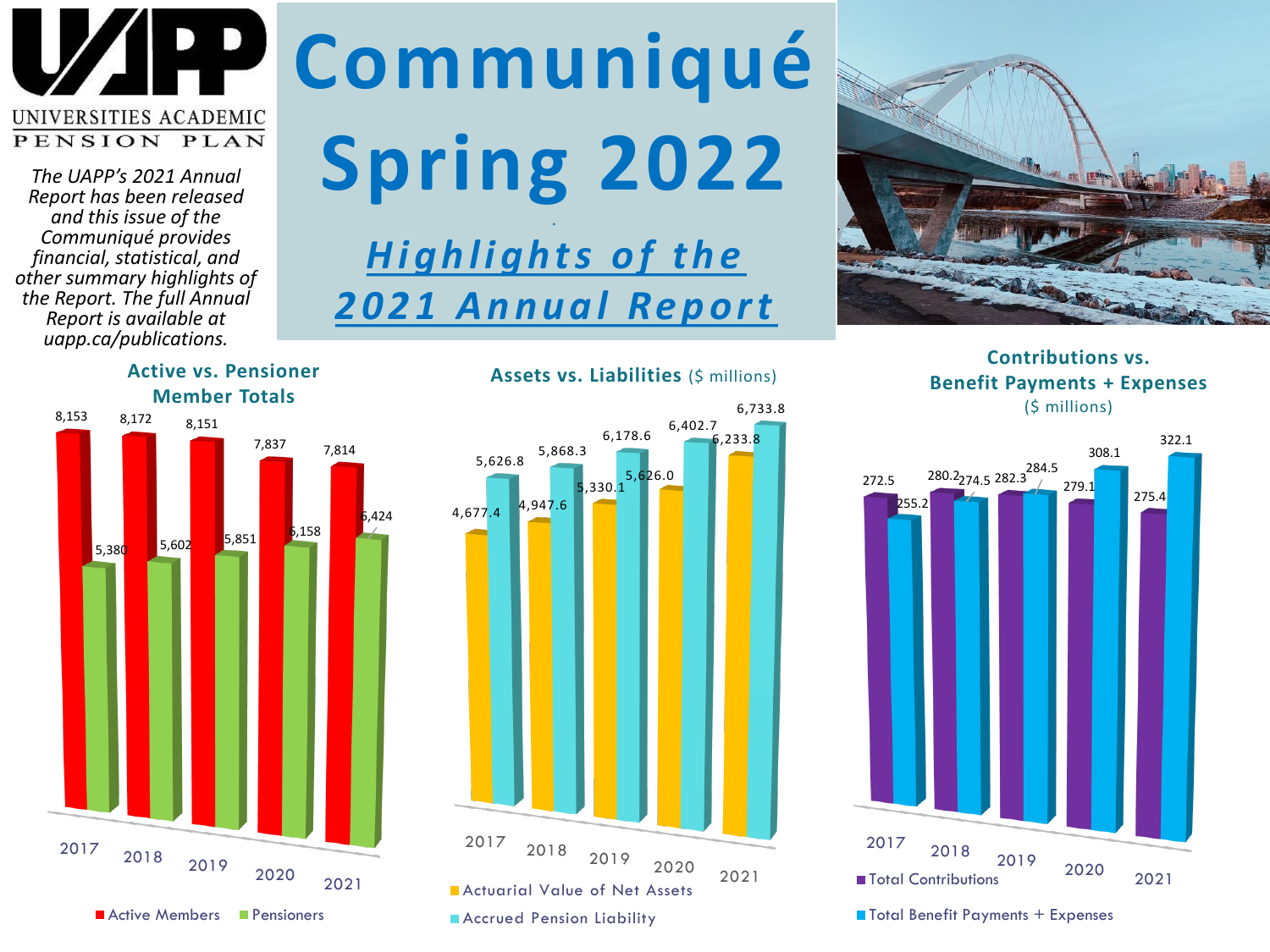UNIVERSITIES ACADEMIC PENSION PLAN

*The UAPP's 2021 Annual Report has been released and this issue of the Communiqué provides financial, statistical, and other summary highlights of the Report. The full Annual Report is available at uapp.ca/publications.*

# Communiqué Spring 2022

## *Highlights of the 2021 Annual Report*

### Active vs. Pensioner Member Totals

| Year | Active Members | Pensioners |
|---|---|---|
| 2017 | 8,153 | 5,380 |
| 2018 | 8,172 | 5,602 |
| 2019 | 8,151 | 5,851 |
| 2020 | 7,837 | 6,158 |
| 2021 | 7,814 | 6,424 |

### Assets vs. Liabilities ($ millions)

| Year | Actuarial Value of Net Assets | Accrued Pension Liability |
|---|---|---|
| 2017 | 4,677.4 | 5,626.8 |
| 2018 | 4,947.6 | 5,868.3 |
| 2019 | 5,330.1 | 6,178.6 |
| 2020 | 5,626.0 | 6,402.7 |
| 2021 | 6,233.8 | 6,733.8 |

### Contributions vs. Benefit Payments + Expenses ($ millions)

| Year | Total Contributions | Total Benefit Payments + Expenses |
|---|---|---|
| 2017 | 272.5 | 255.2 |
| 2018 | 280.2 | 274.5 |
| 2019 | 282.3 | 284.5 |
| 2020 | 279.1 | 308.1 |
| 2021 | 275.4 | 322.1 |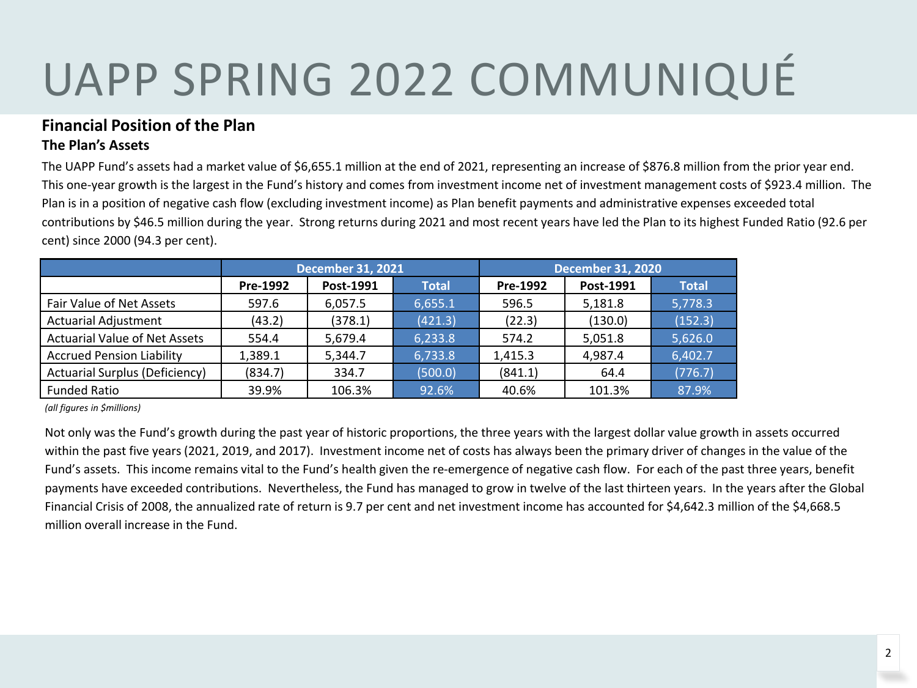# UAPP SPRING 2022 COMMUNIQUÉ

## Financial Position of the Plan

### The Plan's Assets

The UAPP Fund's assets had a market value of $6,655.1 million at the end of 2021, representing an increase of $876.8 million from the prior year end. This one-year growth is the largest in the Fund's history and comes from investment income net of investment management costs of $923.4 million. The Plan is in a position of negative cash flow (excluding investment income) as Plan benefit payments and administrative expenses exceeded total contributions by $46.5 million during the year. Strong returns during 2021 and most recent years have led the Plan to its highest Funded Ratio (92.6 per cent) since 2000 (94.3 per cent).

| | December 31, 2021 | | | December 31, 2020 | | |
|---|---|---|---|---|---|---|
| | Pre-1992 | Post-1991 | Total | Pre-1992 | Post-1991 | Total |
| Fair Value of Net Assets | 597.6 | 6,057.5 | 6,655.1 | 596.5 | 5,181.8 | 5,778.3 |
| Actuarial Adjustment | (43.2) | (378.1) | (421.3) | (22.3) | (130.0) | (152.3) |
| Actuarial Value of Net Assets | 554.4 | 5,679.4 | 6,233.8 | 574.2 | 5,051.8 | 5,626.0 |
| Accrued Pension Liability | 1,389.1 | 5,344.7 | 6,733.8 | 1,415.3 | 4,987.4 | 6,402.7 |
| Actuarial Surplus (Deficiency) | (834.7) | 334.7 | (500.0) | (841.1) | 64.4 | (776.7) |
| Funded Ratio | 39.9% | 106.3% | 92.6% | 40.6% | 101.3% | 87.9% |

*(all figures in $millions)*

Not only was the Fund's growth during the past year of historic proportions, the three years with the largest dollar value growth in assets occurred within the past five years (2021, 2019, and 2017). Investment income net of costs has always been the primary driver of changes in the value of the Fund's assets. This income remains vital to the Fund's health given the re-emergence of negative cash flow. For each of the past three years, benefit payments have exceeded contributions. Nevertheless, the Fund has managed to grow in twelve of the last thirteen years. In the years after the Global Financial Crisis of 2008, the annualized rate of return is 9.7 per cent and net investment income has accounted for $4,642.3 million of the $4,668.5 million overall increase in the Fund.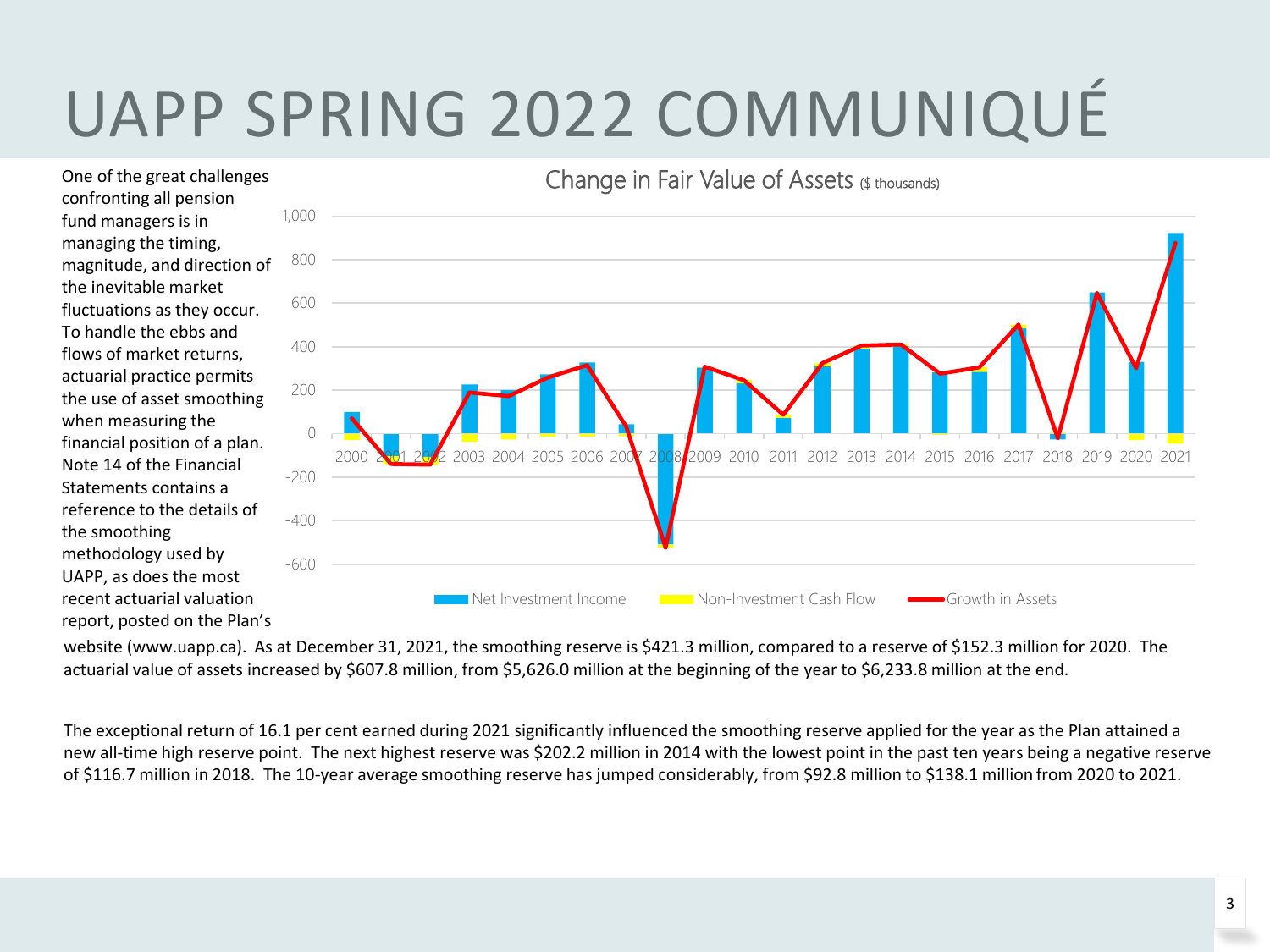# UAPP SPRING 2022 COMMUNIQUÉ

One of the great challenges confronting all pension fund managers is in managing the timing, magnitude, and direction of the inevitable market fluctuations as they occur. To handle the ebbs and flows of market returns, actuarial practice permits the use of asset smoothing when measuring the financial position of a plan. Note 14 of the Financial Statements contains a reference to the details of the smoothing methodology used by UAPP, as does the most recent actuarial valuation report, posted on the Plan's website (www.uapp.ca). As at December 31, 2021, the smoothing reserve is $421.3 million, compared to a reserve of $152.3 million for 2020. The actuarial value of assets increased by $607.8 million, from $5,626.0 million at the beginning of the year to $6,233.8 million at the end.

Change in Fair Value of Assets ($ thousands)

The exceptional return of 16.1 per cent earned during 2021 significantly influenced the smoothing reserve applied for the year as the Plan attained a new all-time high reserve point. The next highest reserve was $202.2 million in 2014 with the lowest point in the past ten years being a negative reserve of $116.7 million in 2018. The 10-year average smoothing reserve has jumped considerably, from $92.8 million to $138.1 million from 2020 to 2021.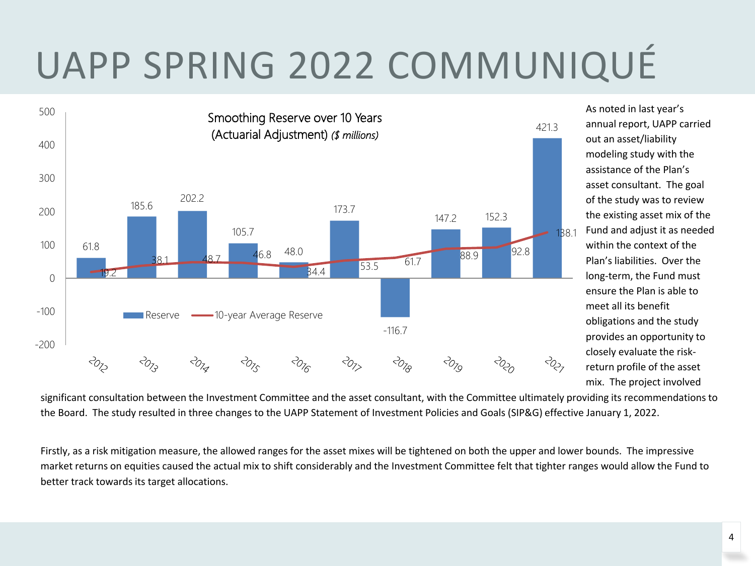# UAPP SPRING 2022 COMMUNIQUÉ

**Smoothing Reserve over 10 Years (Actuarial Adjustment)** *($ millions)*

| Year | Reserve | 10-year Average Reserve |
|---|---|---|
| 2012 | 61.8 | 19.2 |
| 2013 | 185.6 | 38.1 |
| 2014 | 202.2 | 48.7 |
| 2015 | 105.7 | 46.8 |
| 2016 | 48.0 | 34.4 |
| 2017 | 173.7 | 53.5 |
| 2018 | -116.7 | 61.7 |
| 2019 | 147.2 | 88.9 |
| 2020 | 152.3 | 92.8 |
| 2021 | 421.3 | 138.1 |

As noted in last year's annual report, UAPP carried out an asset/liability modeling study with the assistance of the Plan's asset consultant. The goal of the study was to review the existing asset mix of the Fund and adjust it as needed within the context of the Plan's liabilities. Over the long-term, the Fund must ensure the Plan is able to meet all its benefit obligations and the study provides an opportunity to closely evaluate the risk-return profile of the asset mix. The project involved significant consultation between the Investment Committee and the asset consultant, with the Committee ultimately providing its recommendations to the Board. The study resulted in three changes to the UAPP Statement of Investment Policies and Goals (SIP&G) effective January 1, 2022.

Firstly, as a risk mitigation measure, the allowed ranges for the asset mixes will be tightened on both the upper and lower bounds. The impressive market returns on equities caused the actual mix to shift considerably and the Investment Committee felt that tighter ranges would allow the Fund to better track towards its target allocations.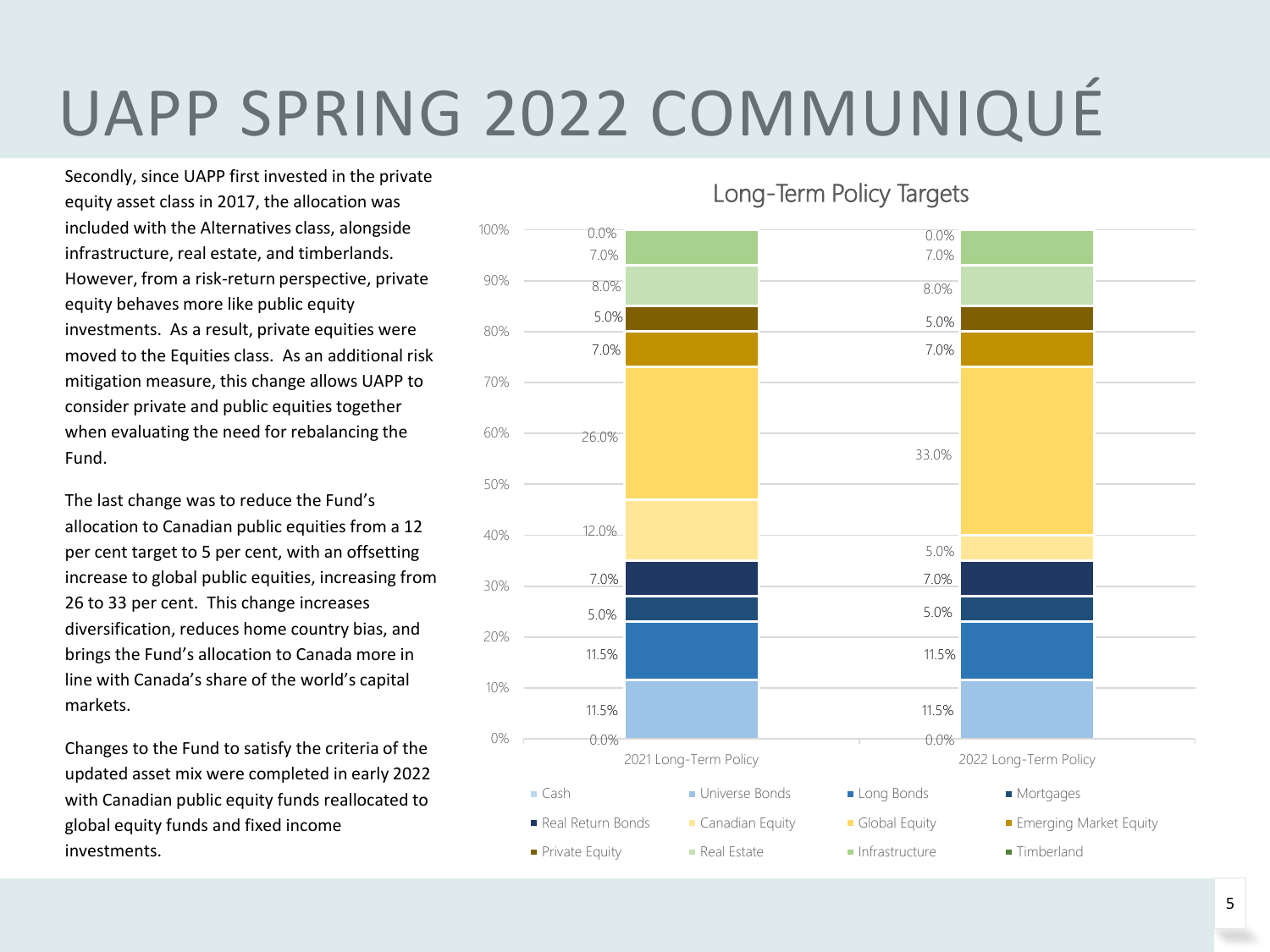# UAPP SPRING 2022 COMMUNIQUÉ

Secondly, since UAPP first invested in the private equity asset class in 2017, the allocation was included with the Alternatives class, alongside infrastructure, real estate, and timberlands. However, from a risk-return perspective, private equity behaves more like public equity investments. As a result, private equities were moved to the Equities class. As an additional risk mitigation measure, this change allows UAPP to consider private and public equities together when evaluating the need for rebalancing the Fund.

The last change was to reduce the Fund's allocation to Canadian public equities from a 12 per cent target to 5 per cent, with an offsetting increase to global public equities, increasing from 26 to 33 per cent. This change increases diversification, reduces home country bias, and brings the Fund's allocation to Canada more in line with Canada's share of the world's capital markets.

Changes to the Fund to satisfy the criteria of the updated asset mix were completed in early 2022 with Canadian public equity funds reallocated to global equity funds and fixed income investments.

**Long-Term Policy Targets**

| Asset Class | 2021 Long-Term Policy | 2022 Long-Term Policy |
|---|---|---|
| Cash | 0.0% | 0.0% |
| Universe Bonds | 11.5% | 11.5% |
| Long Bonds | 11.5% | 11.5% |
| Mortgages | 5.0% | 5.0% |
| Real Return Bonds | 7.0% | 7.0% |
| Canadian Equity | 12.0% | 5.0% |
| Global Equity | 26.0% | 33.0% |
| Emerging Market Equity | 7.0% | 7.0% |
| Private Equity | 5.0% | 5.0% |
| Real Estate | 8.0% | 8.0% |
| Infrastructure | 7.0% | 7.0% |
| Timberland | 0.0% | 0.0% |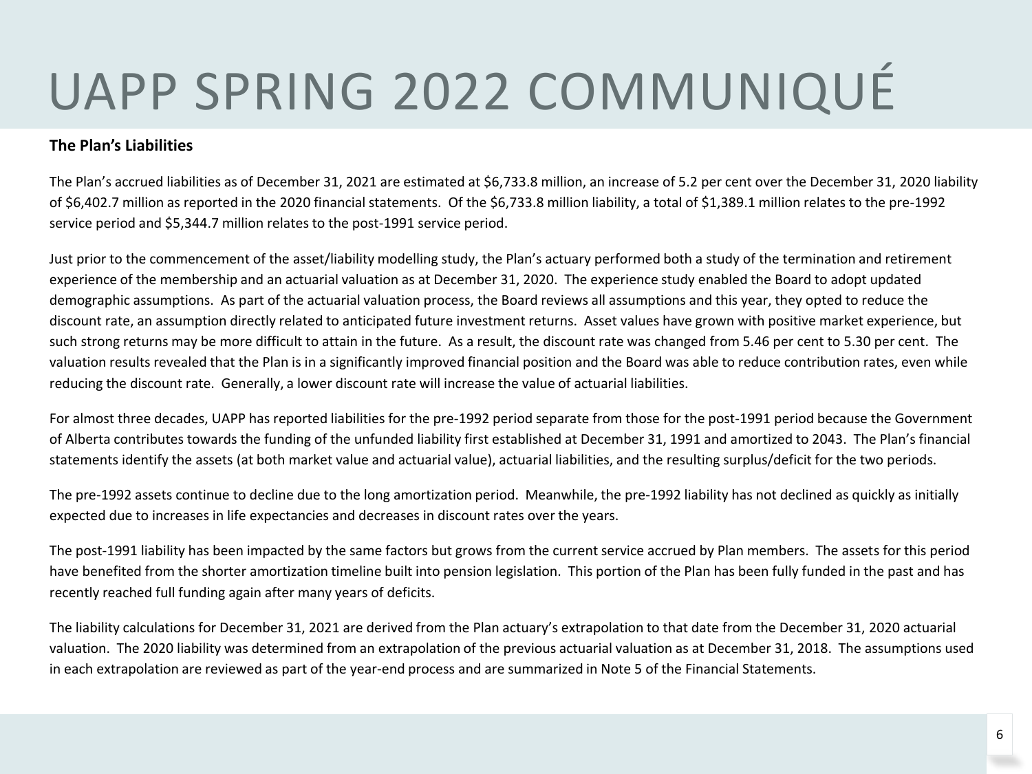# UAPP SPRING 2022 COMMUNIQUÉ

**The Plan's Liabilities**

The Plan's accrued liabilities as of December 31, 2021 are estimated at $6,733.8 million, an increase of 5.2 per cent over the December 31, 2020 liability of $6,402.7 million as reported in the 2020 financial statements. Of the $6,733.8 million liability, a total of $1,389.1 million relates to the pre-1992 service period and $5,344.7 million relates to the post-1991 service period.

Just prior to the commencement of the asset/liability modelling study, the Plan's actuary performed both a study of the termination and retirement experience of the membership and an actuarial valuation as at December 31, 2020. The experience study enabled the Board to adopt updated demographic assumptions. As part of the actuarial valuation process, the Board reviews all assumptions and this year, they opted to reduce the discount rate, an assumption directly related to anticipated future investment returns. Asset values have grown with positive market experience, but such strong returns may be more difficult to attain in the future. As a result, the discount rate was changed from 5.46 per cent to 5.30 per cent. The valuation results revealed that the Plan is in a significantly improved financial position and the Board was able to reduce contribution rates, even while reducing the discount rate. Generally, a lower discount rate will increase the value of actuarial liabilities.

For almost three decades, UAPP has reported liabilities for the pre-1992 period separate from those for the post-1991 period because the Government of Alberta contributes towards the funding of the unfunded liability first established at December 31, 1991 and amortized to 2043. The Plan's financial statements identify the assets (at both market value and actuarial value), actuarial liabilities, and the resulting surplus/deficit for the two periods.

The pre-1992 assets continue to decline due to the long amortization period. Meanwhile, the pre-1992 liability has not declined as quickly as initially expected due to increases in life expectancies and decreases in discount rates over the years.

The post-1991 liability has been impacted by the same factors but grows from the current service accrued by Plan members. The assets for this period have benefited from the shorter amortization timeline built into pension legislation. This portion of the Plan has been fully funded in the past and has recently reached full funding again after many years of deficits.

The liability calculations for December 31, 2021 are derived from the Plan actuary's extrapolation to that date from the December 31, 2020 actuarial valuation. The 2020 liability was determined from an extrapolation of the previous actuarial valuation as at December 31, 2018. The assumptions used in each extrapolation are reviewed as part of the year-end process and are summarized in Note 5 of the Financial Statements.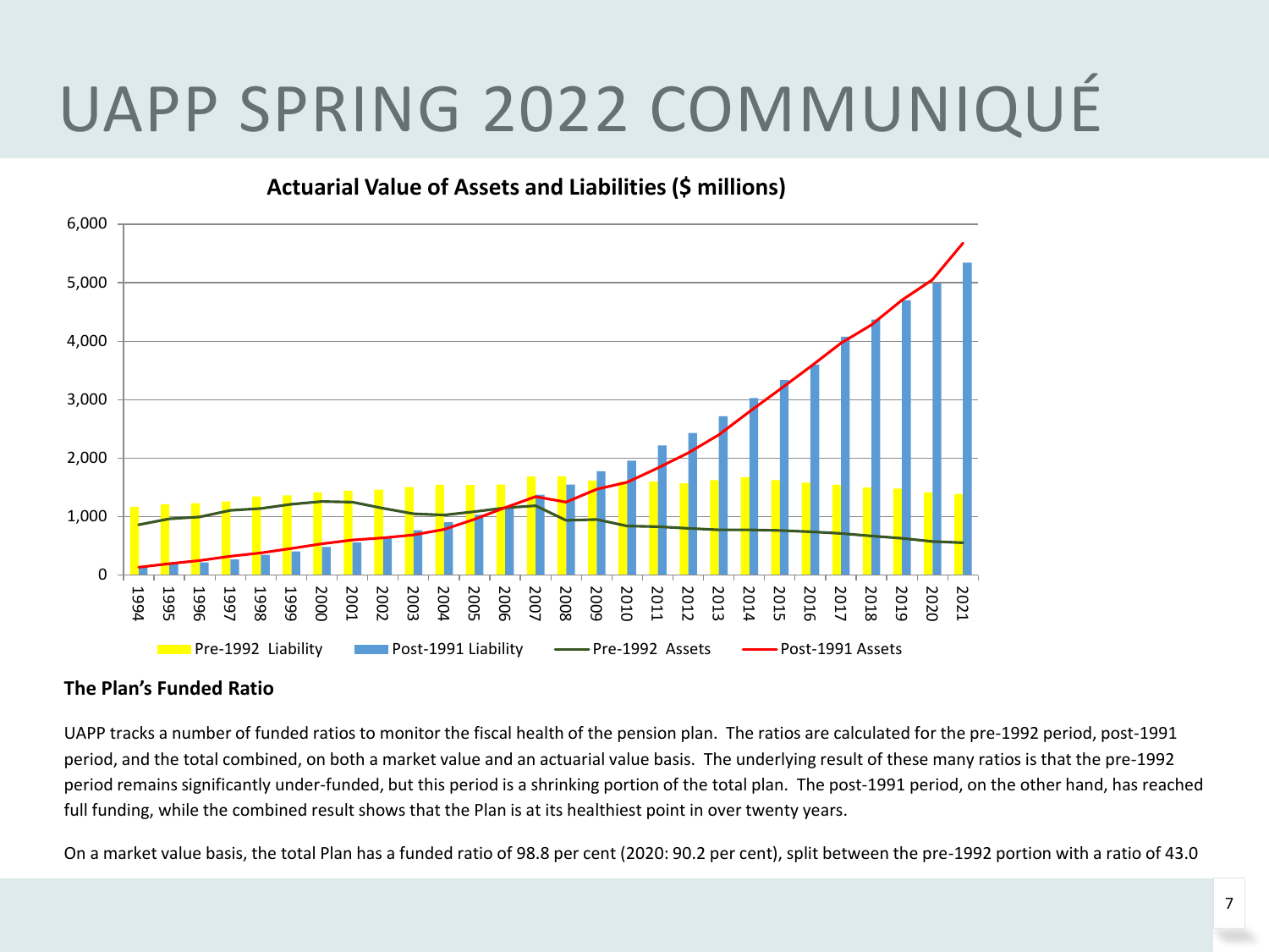# UAPP SPRING 2022 COMMUNIQUÉ

**Actuarial Value of Assets and Liabilities ($ millions)**

### The Plan's Funded Ratio

UAPP tracks a number of funded ratios to monitor the fiscal health of the pension plan. The ratios are calculated for the pre-1992 period, post-1991 period, and the total combined, on both a market value and an actuarial value basis. The underlying result of these many ratios is that the pre-1992 period remains significantly under-funded, but this period is a shrinking portion of the total plan. The post-1991 period, on the other hand, has reached full funding, while the combined result shows that the Plan is at its healthiest point in over twenty years.

On a market value basis, the total Plan has a funded ratio of 98.8 per cent (2020: 90.2 per cent), split between the pre-1992 portion with a ratio of 43.0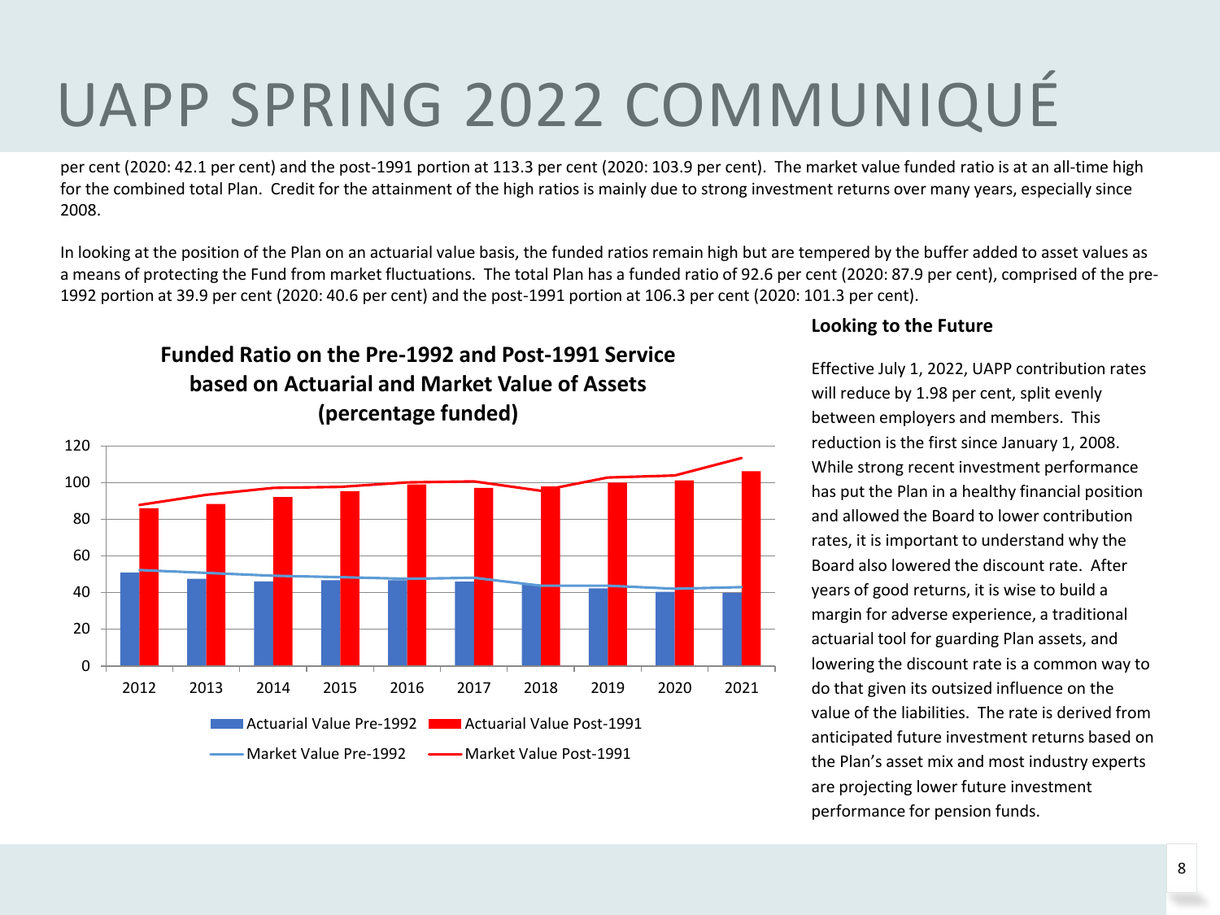# UAPP SPRING 2022 COMMUNIQUÉ

per cent (2020: 42.1 per cent) and the post-1991 portion at 113.3 per cent (2020: 103.9 per cent). The market value funded ratio is at an all-time high for the combined total Plan. Credit for the attainment of the high ratios is mainly due to strong investment returns over many years, especially since 2008.

In looking at the position of the Plan on an actuarial value basis, the funded ratios remain high but are tempered by the buffer added to asset values as a means of protecting the Fund from market fluctuations. The total Plan has a funded ratio of 92.6 per cent (2020: 87.9 per cent), comprised of the pre-1992 portion at 39.9 per cent (2020: 40.6 per cent) and the post-1991 portion at 106.3 per cent (2020: 101.3 per cent).

**Funded Ratio on the Pre-1992 and Post-1991 Service based on Actuarial and Market Value of Assets (percentage funded)**

### Looking to the Future

Effective July 1, 2022, UAPP contribution rates will reduce by 1.98 per cent, split evenly between employers and members. This reduction is the first since January 1, 2008. While strong recent investment performance has put the Plan in a healthy financial position and allowed the Board to lower contribution rates, it is important to understand why the Board also lowered the discount rate. After years of good returns, it is wise to build a margin for adverse experience, a traditional actuarial tool for guarding Plan assets, and lowering the discount rate is a common way to do that given its outsized influence on the value of the liabilities. The rate is derived from anticipated future investment returns based on the Plan's asset mix and most industry experts are projecting lower future investment performance for pension funds.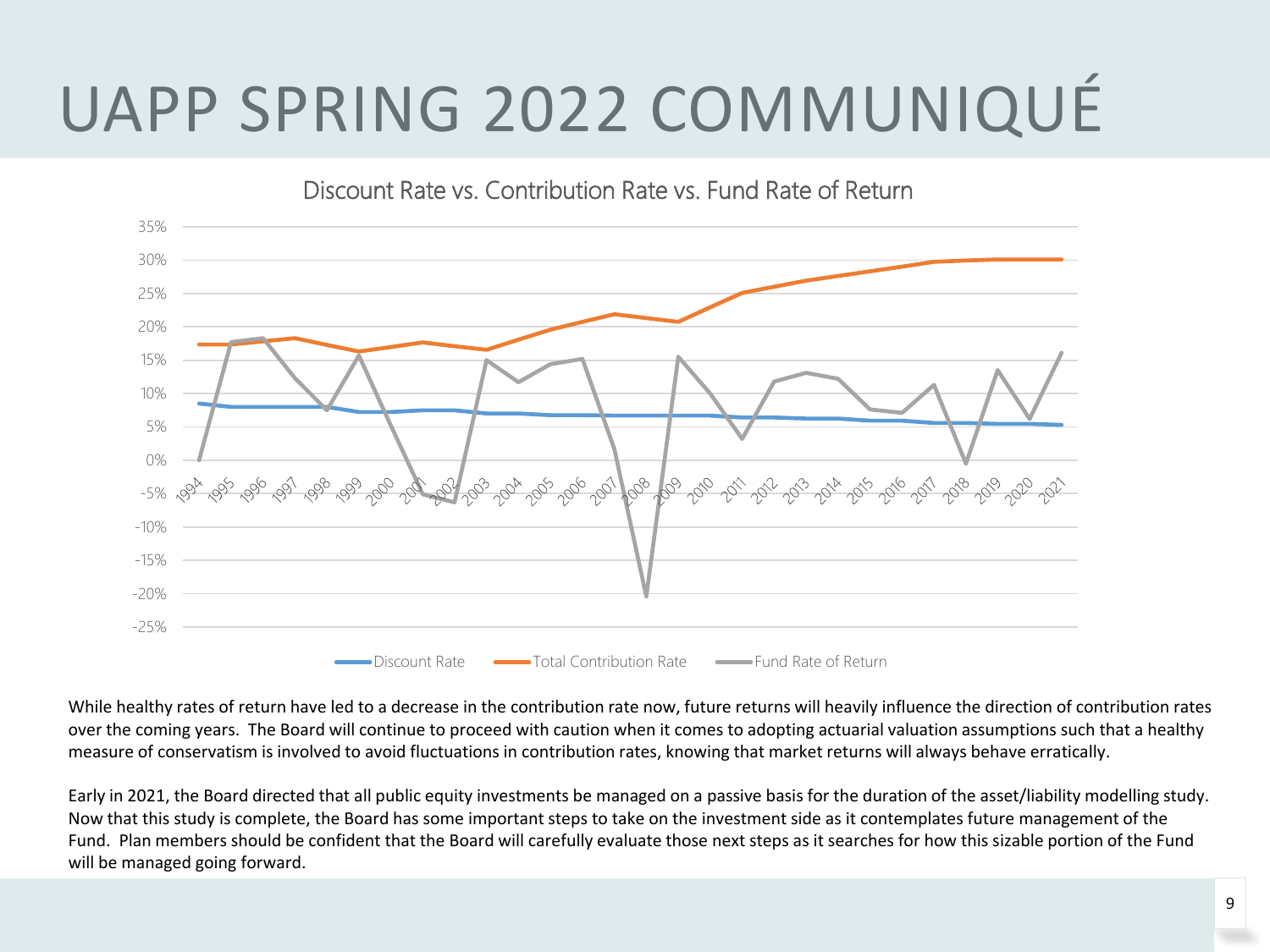# UAPP SPRING 2022 COMMUNIQUÉ

Discount Rate vs. Contribution Rate vs. Fund Rate of Return

While healthy rates of return have led to a decrease in the contribution rate now, future returns will heavily influence the direction of contribution rates over the coming years. The Board will continue to proceed with caution when it comes to adopting actuarial valuation assumptions such that a healthy measure of conservatism is involved to avoid fluctuations in contribution rates, knowing that market returns will always behave erratically.

Early in 2021, the Board directed that all public equity investments be managed on a passive basis for the duration of the asset/liability modelling study. Now that this study is complete, the Board has some important steps to take on the investment side as it contemplates future management of the Fund. Plan members should be confident that the Board will carefully evaluate those next steps as it searches for how this sizable portion of the Fund will be managed going forward.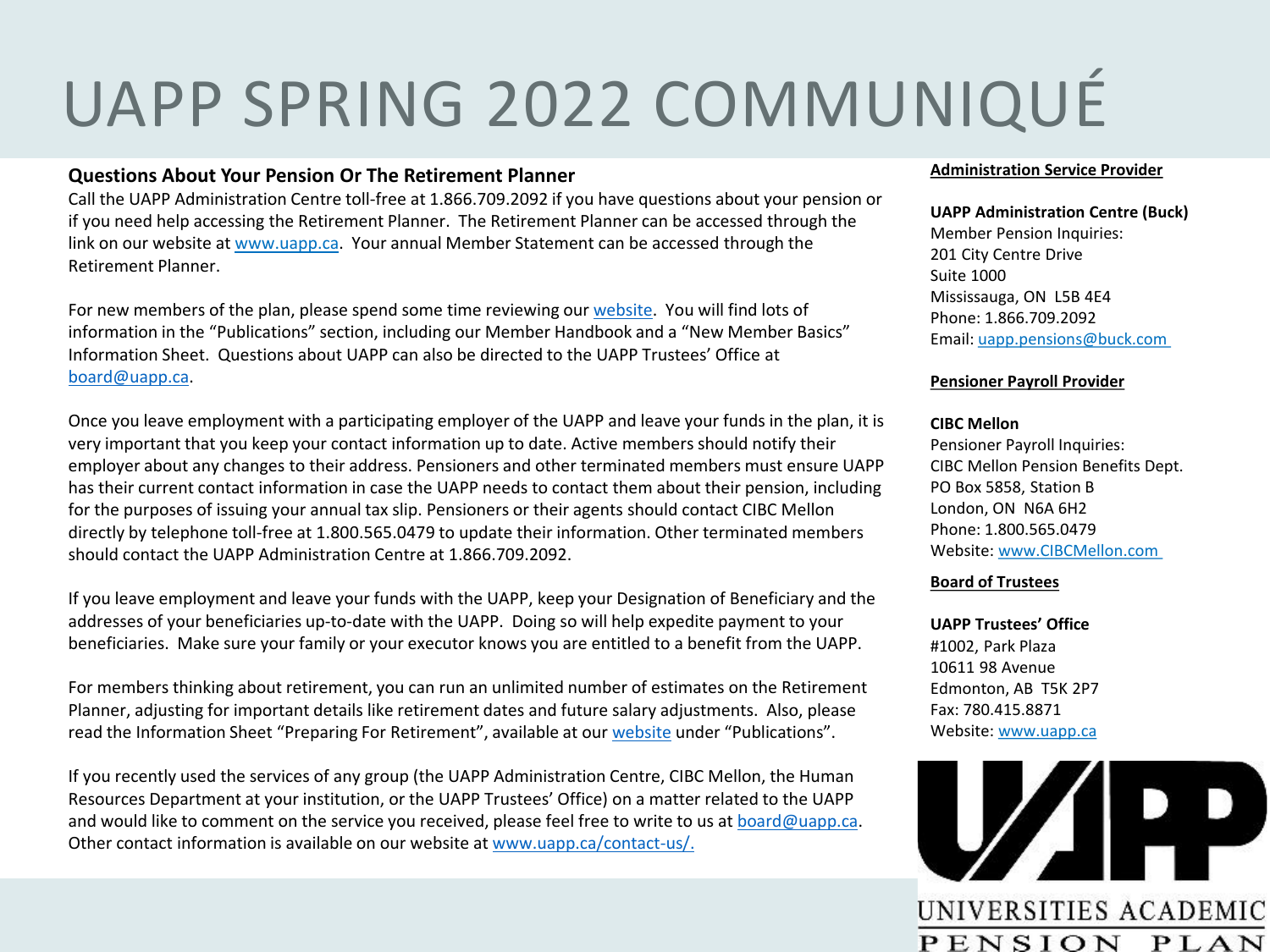# UAPP SPRING 2022 COMMUNIQUÉ

**Questions About Your Pension Or The Retirement Planner**

Call the UAPP Administration Centre toll-free at 1.866.709.2092 if you have questions about your pension or if you need help accessing the Retirement Planner. The Retirement Planner can be accessed through the link on our website at www.uapp.ca. Your annual Member Statement can be accessed through the Retirement Planner.

For new members of the plan, please spend some time reviewing our website. You will find lots of information in the "Publications" section, including our Member Handbook and a "New Member Basics" Information Sheet. Questions about UAPP can also be directed to the UAPP Trustees' Office at board@uapp.ca.

Once you leave employment with a participating employer of the UAPP and leave your funds in the plan, it is very important that you keep your contact information up to date. Active members should notify their employer about any changes to their address. Pensioners and other terminated members must ensure UAPP has their current contact information in case the UAPP needs to contact them about their pension, including for the purposes of issuing your annual tax slip. Pensioners or their agents should contact CIBC Mellon directly by telephone toll-free at 1.800.565.0479 to update their information. Other terminated members should contact the UAPP Administration Centre at 1.866.709.2092.

If you leave employment and leave your funds with the UAPP, keep your Designation of Beneficiary and the addresses of your beneficiaries up-to-date with the UAPP. Doing so will help expedite payment to your beneficiaries. Make sure your family or your executor knows you are entitled to a benefit from the UAPP.

For members thinking about retirement, you can run an unlimited number of estimates on the Retirement Planner, adjusting for important details like retirement dates and future salary adjustments. Also, please read the Information Sheet "Preparing For Retirement", available at our website under "Publications".

If you recently used the services of any group (the UAPP Administration Centre, CIBC Mellon, the Human Resources Department at your institution, or the UAPP Trustees' Office) on a matter related to the UAPP and would like to comment on the service you received, please feel free to write to us at board@uapp.ca. Other contact information is available on our website at www.uapp.ca/contact-us/.

**Administration Service Provider**

**UAPP Administration Centre (Buck)**
Member Pension Inquiries:
201 City Centre Drive
Suite 1000
Mississauga, ON L5B 4E4
Phone: 1.866.709.2092
Email: uapp.pensions@buck.com

**Pensioner Payroll Provider**

**CIBC Mellon**
Pensioner Payroll Inquiries:
CIBC Mellon Pension Benefits Dept.
PO Box 5858, Station B
London, ON N6A 6H2
Phone: 1.800.565.0479
Website: www.CIBCMellon.com

**Board of Trustees**

**UAPP Trustees' Office**
#1002, Park Plaza
10611 98 Avenue
Edmonton, AB T5K 2P7
Fax: 780.415.8871
Website: www.uapp.ca

UAPP
UNIVERSITIES ACADEMIC
PENSION PLAN